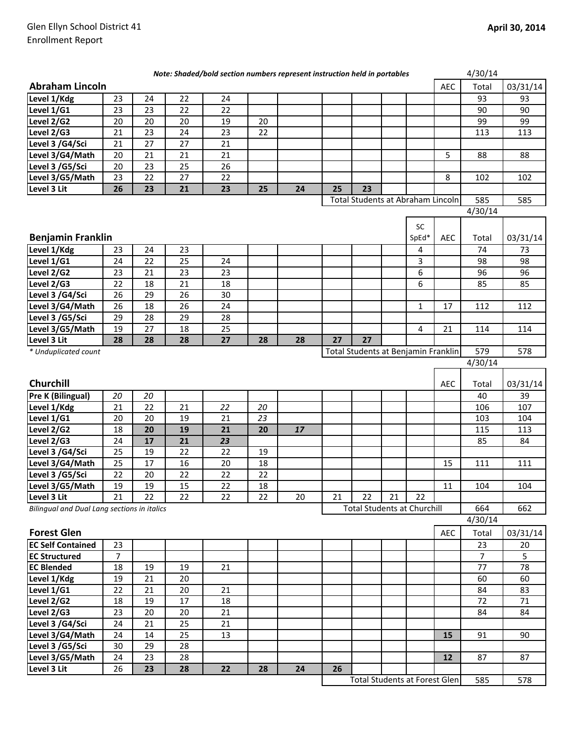Glen Ellyn School District 41
Enrollment Report

**April 30, 2014**

***Note: Shaded/bold section numbers represent instruction held in portables***

## Abraham Lincoln

| Abraham Lincoln | | | | | | | | | | | AEC | 4/30/14 Total | 03/31/14 |
|---|---|---|---|---|---|---|---|---|---|---|---|---|---|
| **Level 1/Kdg** | 23 | 24 | 22 | 24 | | | | | | | | 93 | 93 |
| **Level 1/G1** | 23 | 23 | 22 | 22 | | | | | | | | 90 | 90 |
| **Level 2/G2** | 20 | 20 | 20 | 19 | 20 | | | | | | | 99 | 99 |
| **Level 2/G3** | 21 | 23 | 24 | 23 | 22 | | | | | | | 113 | 113 |
| **Level 3 /G4/Sci** | 21 | 27 | 27 | 21 | | | | | | | | | |
| **Level 3/G4/Math** | 20 | 21 | 21 | 21 | | | | | | | 5 | 88 | 88 |
| **Level 3 /G5/Sci** | 20 | 23 | 25 | 26 | | | | | | | | | |
| **Level 3/G5/Math** | 23 | 22 | 27 | 22 | | | | | | | 8 | 102 | 102 |
| **Level 3 Lit** | **26** | **23** | **21** | **23** | **25** | **24** | **25** | **23** | | | | | |
| | | | | | | | Total Students at Abraham Lincoln | | | | | 585 | 585 |

## Benjamin Franklin

| Benjamin Franklin | | | | | | | | | | SC SpEd* | AEC | 4/30/14 Total | 03/31/14 |
|---|---|---|---|---|---|---|---|---|---|---|---|---|---|
| **Level 1/Kdg** | 23 | 24 | 23 | | | | | | | 4 | | 74 | 73 |
| **Level 1/G1** | 24 | 22 | 25 | 24 | | | | | | 3 | | 98 | 98 |
| **Level 2/G2** | 23 | 21 | 23 | 23 | | | | | | 6 | | 96 | 96 |
| **Level 2/G3** | 22 | 18 | 21 | 18 | | | | | | 6 | | 85 | 85 |
| **Level 3 /G4/Sci** | 26 | 29 | 26 | 30 | | | | | | | | | |
| **Level 3/G4/Math** | 26 | 18 | 26 | 24 | | | | | | 1 | 17 | 112 | 112 |
| **Level 3 /G5/Sci** | 29 | 28 | 29 | 28 | | | | | | | | | |
| **Level 3/G5/Math** | 19 | 27 | 18 | 25 | | | | | | 4 | 21 | 114 | 114 |
| **Level 3 Lit** | **28** | **28** | **28** | **27** | **28** | **28** | **27** | **27** | | | | | |
| | | | | | | | Total Students at Benjamin Franklin | | | | | 579 | 578 |

*\* Unduplicated count*

## Churchill

| Churchill | | | | | | | | | | | AEC | 4/30/14 Total | 03/31/14 |
|---|---|---|---|---|---|---|---|---|---|---|---|---|---|
| **Pre K (Bilingual)** | *20* | *20* | | | | | | | | | | 40 | 39 |
| **Level 1/Kdg** | 21 | 22 | 21 | *22* | *20* | | | | | | | 106 | 107 |
| **Level 1/G1** | 20 | 20 | 19 | 21 | *23* | | | | | | | 103 | 104 |
| **Level 2/G2** | 18 | **20** | **19** | **21** | **20** | ***17*** | | | | | | 115 | 113 |
| **Level 2/G3** | 24 | **17** | **21** | ***23*** | | | | | | | | 85 | 84 |
| **Level 3 /G4/Sci** | 25 | 19 | 22 | 22 | 19 | | | | | | | | |
| **Level 3/G4/Math** | 25 | 17 | 16 | 20 | 18 | | | | | | 15 | 111 | 111 |
| **Level 3 /G5/Sci** | 22 | 20 | 22 | 22 | 22 | | | | | | | | |
| **Level 3/G5/Math** | 19 | 19 | 15 | 22 | 18 | | | | | | 11 | 104 | 104 |
| **Level 3 Lit** | 21 | 22 | 22 | 22 | 22 | 20 | 21 | 22 | 21 | 22 | | | |
| | | | | | | | Total Students at Churchill | | | | | 664 | 662 |

*Bilingual and Dual Lang sections in italics*

## Forest Glen

| Forest Glen | | | | | | | | | | | AEC | 4/30/14 Total | 03/31/14 |
|---|---|---|---|---|---|---|---|---|---|---|---|---|---|
| **EC Self Contained** | 23 | | | | | | | | | | | 23 | 20 |
| **EC Structured** | 7 | | | | | | | | | | | 7 | 5 |
| **EC Blended** | 18 | 19 | 19 | 21 | | | | | | | | 77 | 78 |
| **Level 1/Kdg** | 19 | 21 | 20 | | | | | | | | | 60 | 60 |
| **Level 1/G1** | 22 | 21 | 20 | 21 | | | | | | | | 84 | 83 |
| **Level 2/G2** | 18 | 19 | 17 | 18 | | | | | | | | 72 | 71 |
| **Level 2/G3** | 23 | 20 | 20 | 21 | | | | | | | | 84 | 84 |
| **Level 3 /G4/Sci** | 24 | 21 | 25 | 21 | | | | | | | | | |
| **Level 3/G4/Math** | 24 | 14 | 25 | 13 | | | | | | | **15** | 91 | 90 |
| **Level 3 /G5/Sci** | 30 | 29 | 28 | | | | | | | | | | |
| **Level 3/G5/Math** | 24 | 23 | 28 | | | | | | | | **12** | 87 | 87 |
| **Level 3 Lit** | 26 | **23** | **28** | **22** | **28** | **24** | **26** | | | | | | |
| | | | | | | | Total Students at Forest Glen | | | | | 585 | 578 |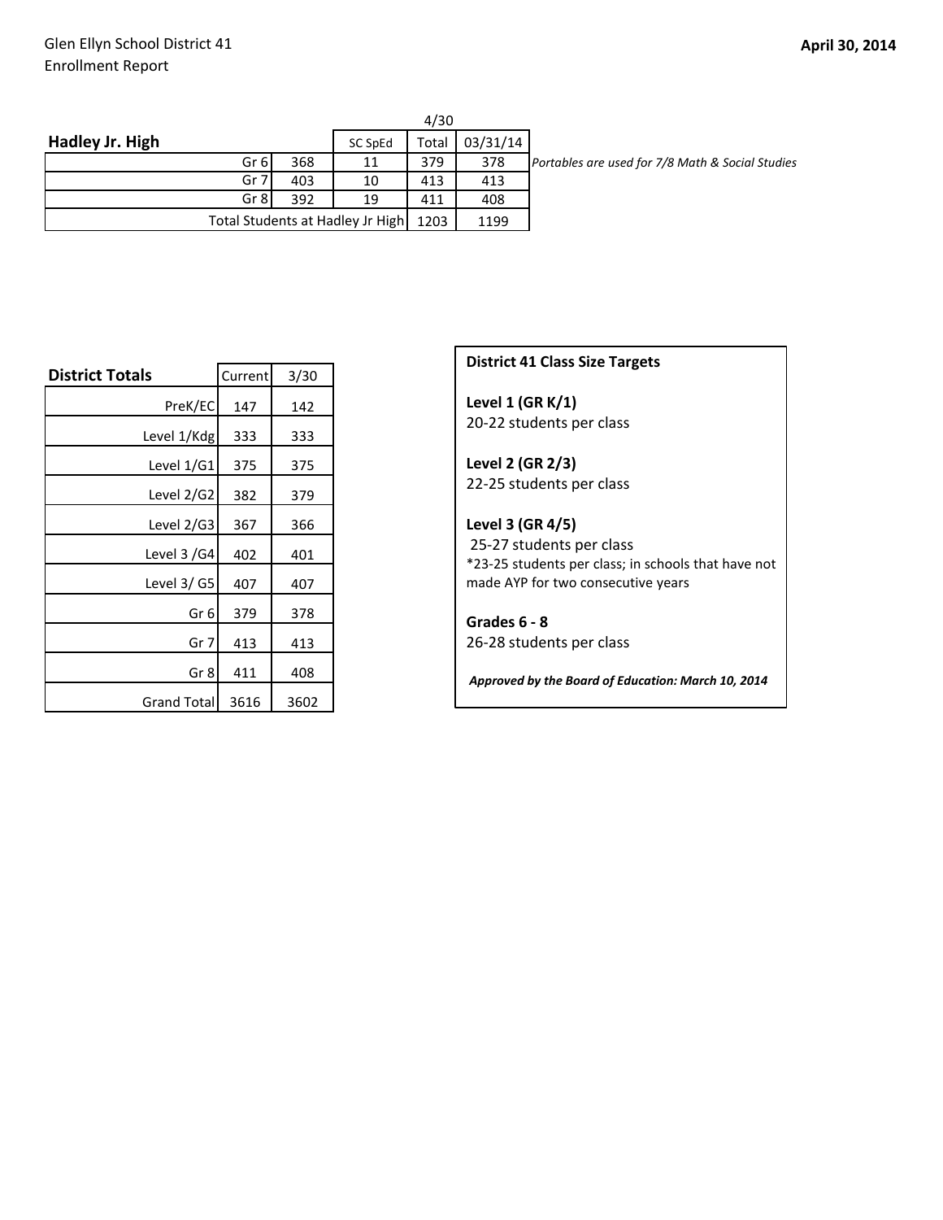Glen Ellyn School District 41
Enrollment Report

**April 30, 2014**

| Hadley Jr. High | | SC SpEd | 4/30 Total | 03/31/14 |
|---|---|---|---|---|
| Gr 6 | 368 | 11 | 379 | 378 |
| Gr 7 | 403 | 10 | 413 | 413 |
| Gr 8 | 392 | 19 | 411 | 408 |
| Total Students at Hadley Jr High | | | 1203 | 1199 |

*Portables are used for 7/8 Math & Social Studies*

| District Totals | Current | 3/30 |
|---|---|---|
| PreK/EC | 147 | 142 |
| Level 1/Kdg | 333 | 333 |
| Level 1/G1 | 375 | 375 |
| Level 2/G2 | 382 | 379 |
| Level 2/G3 | 367 | 366 |
| Level 3 /G4 | 402 | 401 |
| Level 3/ G5 | 407 | 407 |
| Gr 6 | 379 | 378 |
| Gr 7 | 413 | 413 |
| Gr 8 | 411 | 408 |
| Grand Total | 3616 | 3602 |

**District 41 Class Size Targets**

**Level 1 (GR K/1)**
20-22 students per class

**Level 2 (GR 2/3)**
22-25 students per class

**Level 3 (GR 4/5)**
25-27 students per class
*23-25 students per class; in schools that have not made AYP for two consecutive years

**Grades 6 - 8**
26-28 students per class

***Approved by the Board of Education: March 10, 2014***